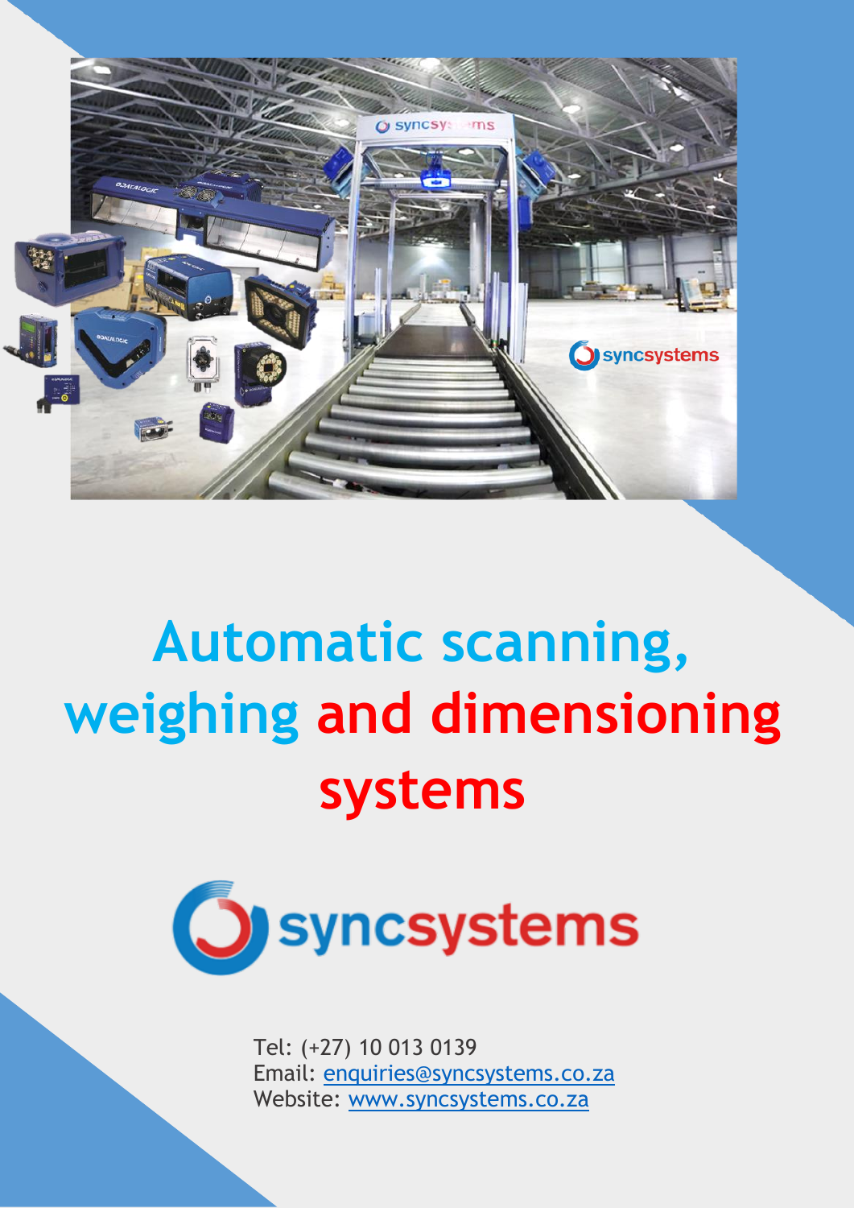# Automatic scanning, weighing and dimensioning systems

syncsystems

Tel: (+27) 10 013 0139
Email: enquiries@syncsystems.co.za
Website: www.syncsystems.co.za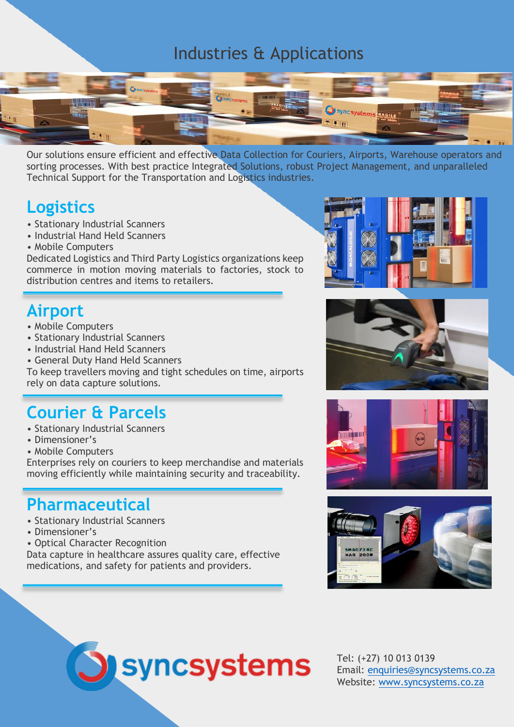# Industries & Applications

Our solutions ensure efficient and effective Data Collection for Couriers, Airports, Warehouse operators and sorting processes. With best practice Integrated Solutions, robust Project Management, and unparalleled Technical Support for the Transportation and Logistics industries.

## Logistics

- Stationary Industrial Scanners
- Industrial Hand Held Scanners
- Mobile Computers

Dedicated Logistics and Third Party Logistics organizations keep commerce in motion moving materials to factories, stock to distribution centres and items to retailers.

## Airport

- Mobile Computers
- Stationary Industrial Scanners
- Industrial Hand Held Scanners
- General Duty Hand Held Scanners

To keep travellers moving and tight schedules on time, airports rely on data capture solutions.

## Courier & Parcels

- Stationary Industrial Scanners
- Dimensioner's
- Mobile Computers

Enterprises rely on couriers to keep merchandise and materials moving efficiently while maintaining security and traceability.

## Pharmaceutical

- Stationary Industrial Scanners
- Dimensioner's
- Optical Character Recognition

Data capture in healthcare assures quality care, effective medications, and safety for patients and providers.

syncsystems

Tel: (+27) 10 013 0139
Email: enquiries@syncsystems.co.za
Website: www.syncsystems.co.za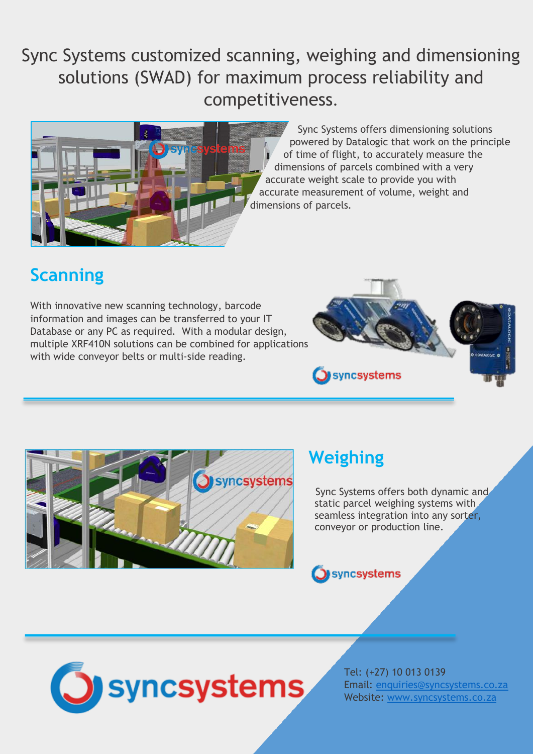# Sync Systems customized scanning, weighing and dimensioning solutions (SWAD) for maximum process reliability and competitiveness.

Sync Systems offers dimensioning solutions powered by Datalogic that work on the principle of time of flight, to accurately measure the dimensions of parcels combined with a very accurate weight scale to provide you with accurate measurement of volume, weight and dimensions of parcels.

## Scanning

With innovative new scanning technology, barcode information and images can be transferred to your IT Database or any PC as required. With a modular design, multiple XRF410N solutions can be combined for applications with wide conveyor belts or multi-side reading.

## Weighing

Sync Systems offers both dynamic and static parcel weighing systems with seamless integration into any sorter, conveyor or production line.

Tel: (+27) 10 013 0139
Email: enquiries@syncsystems.co.za
Website: www.syncsystems.co.za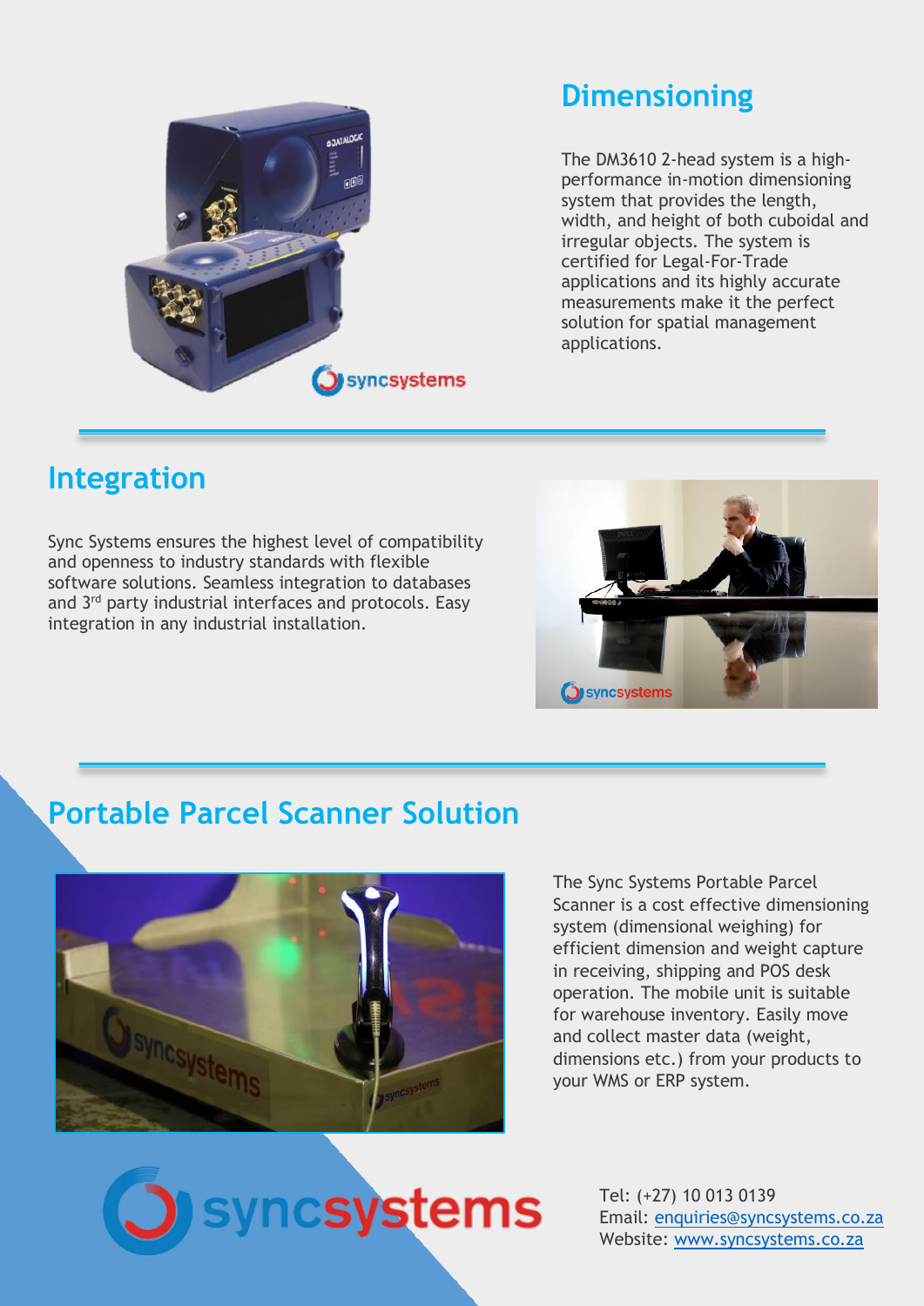## Dimensioning

The DM3610 2-head system is a high-performance in-motion dimensioning system that provides the length, width, and height of both cuboidal and irregular objects. The system is certified for Legal-For-Trade applications and its highly accurate measurements make it the perfect solution for spatial management applications.

## Integration

Sync Systems ensures the highest level of compatibility and openness to industry standards with flexible software solutions. Seamless integration to databases and 3rd party industrial interfaces and protocols. Easy integration in any industrial installation.

## Portable Parcel Scanner Solution

The Sync Systems Portable Parcel Scanner is a cost effective dimensioning system (dimensional weighing) for efficient dimension and weight capture in receiving, shipping and POS desk operation. The mobile unit is suitable for warehouse inventory. Easily move and collect master data (weight, dimensions etc.) from your products to your WMS or ERP system.

syncsystems

Tel: (+27) 10 013 0139
Email: enquiries@syncsystems.co.za
Website: www.syncsystems.co.za